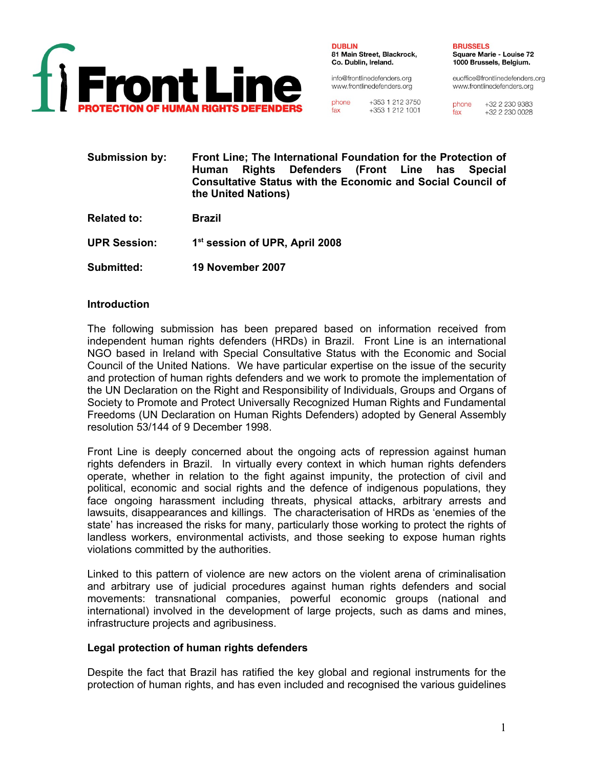**Front Line**
**PROTECTION OF HUMAN RIGHTS DEFENDERS**

**DUBLIN**
**81 Main Street, Blackrock,**
**Co. Dublin, Ireland.**

info@frontlinedefenders.org
www.frontlinedefenders.org

phone +353 1 212 3750
fax +353 1 212 1001

**BRUSSELS**
**Square Marie - Louise 72**
**1000 Brussels, Belgium.**

euoffice@frontlinedefenders.org
www.frontlinedefenders.org

phone +32 2 230 9383
fax +32 2 230 0028

| | |
|---|---|
| **Submission by:** | **Front Line; The International Foundation for the Protection of Human Rights Defenders (Front Line has Special Consultative Status with the Economic and Social Council of the United Nations)** |
| **Related to:** | **Brazil** |
| **UPR Session:** | **1st session of UPR, April 2008** |
| **Submitted:** | **19 November 2007** |

## Introduction

The following submission has been prepared based on information received from independent human rights defenders (HRDs) in Brazil. Front Line is an international NGO based in Ireland with Special Consultative Status with the Economic and Social Council of the United Nations. We have particular expertise on the issue of the security and protection of human rights defenders and we work to promote the implementation of the UN Declaration on the Right and Responsibility of Individuals, Groups and Organs of Society to Promote and Protect Universally Recognized Human Rights and Fundamental Freedoms (UN Declaration on Human Rights Defenders) adopted by General Assembly resolution 53/144 of 9 December 1998.

Front Line is deeply concerned about the ongoing acts of repression against human rights defenders in Brazil. In virtually every context in which human rights defenders operate, whether in relation to the fight against impunity, the protection of civil and political, economic and social rights and the defence of indigenous populations, they face ongoing harassment including threats, physical attacks, arbitrary arrests and lawsuits, disappearances and killings. The characterisation of HRDs as 'enemies of the state' has increased the risks for many, particularly those working to protect the rights of landless workers, environmental activists, and those seeking to expose human rights violations committed by the authorities.

Linked to this pattern of violence are new actors on the violent arena of criminalisation and arbitrary use of judicial procedures against human rights defenders and social movements: transnational companies, powerful economic groups (national and international) involved in the development of large projects, such as dams and mines, infrastructure projects and agribusiness.

## Legal protection of human rights defenders

Despite the fact that Brazil has ratified the key global and regional instruments for the protection of human rights, and has even included and recognised the various guidelines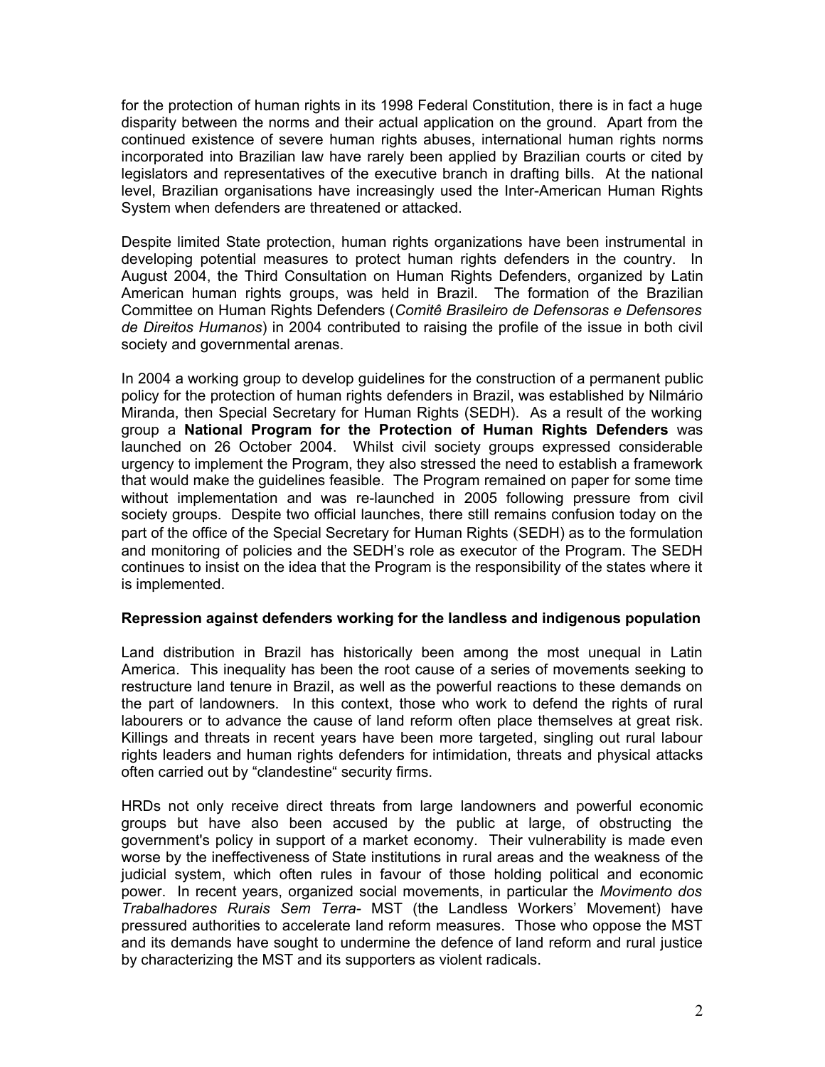for the protection of human rights in its 1998 Federal Constitution, there is in fact a huge disparity between the norms and their actual application on the ground. Apart from the continued existence of severe human rights abuses, international human rights norms incorporated into Brazilian law have rarely been applied by Brazilian courts or cited by legislators and representatives of the executive branch in drafting bills. At the national level, Brazilian organisations have increasingly used the Inter-American Human Rights System when defenders are threatened or attacked.

Despite limited State protection, human rights organizations have been instrumental in developing potential measures to protect human rights defenders in the country. In August 2004, the Third Consultation on Human Rights Defenders, organized by Latin American human rights groups, was held in Brazil. The formation of the Brazilian Committee on Human Rights Defenders (*Comitê Brasileiro de Defensoras e Defensores de Direitos Humanos*) in 2004 contributed to raising the profile of the issue in both civil society and governmental arenas.

In 2004 a working group to develop guidelines for the construction of a permanent public policy for the protection of human rights defenders in Brazil, was established by Nilmário Miranda, then Special Secretary for Human Rights (SEDH). As a result of the working group a **National Program for the Protection of Human Rights Defenders** was launched on 26 October 2004. Whilst civil society groups expressed considerable urgency to implement the Program, they also stressed the need to establish a framework that would make the guidelines feasible. The Program remained on paper for some time without implementation and was re-launched in 2005 following pressure from civil society groups. Despite two official launches, there still remains confusion today on the part of the office of the Special Secretary for Human Rights (SEDH) as to the formulation and monitoring of policies and the SEDH's role as executor of the Program. The SEDH continues to insist on the idea that the Program is the responsibility of the states where it is implemented.

**Repression against defenders working for the landless and indigenous population**

Land distribution in Brazil has historically been among the most unequal in Latin America. This inequality has been the root cause of a series of movements seeking to restructure land tenure in Brazil, as well as the powerful reactions to these demands on the part of landowners. In this context, those who work to defend the rights of rural labourers or to advance the cause of land reform often place themselves at great risk. Killings and threats in recent years have been more targeted, singling out rural labour rights leaders and human rights defenders for intimidation, threats and physical attacks often carried out by "clandestine" security firms.

HRDs not only receive direct threats from large landowners and powerful economic groups but have also been accused by the public at large, of obstructing the government's policy in support of a market economy. Their vulnerability is made even worse by the ineffectiveness of State institutions in rural areas and the weakness of the judicial system, which often rules in favour of those holding political and economic power. In recent years, organized social movements, in particular the *Movimento dos Trabalhadores Rurais Sem Terra*- MST (the Landless Workers' Movement) have pressured authorities to accelerate land reform measures. Those who oppose the MST and its demands have sought to undermine the defence of land reform and rural justice by characterizing the MST and its supporters as violent radicals.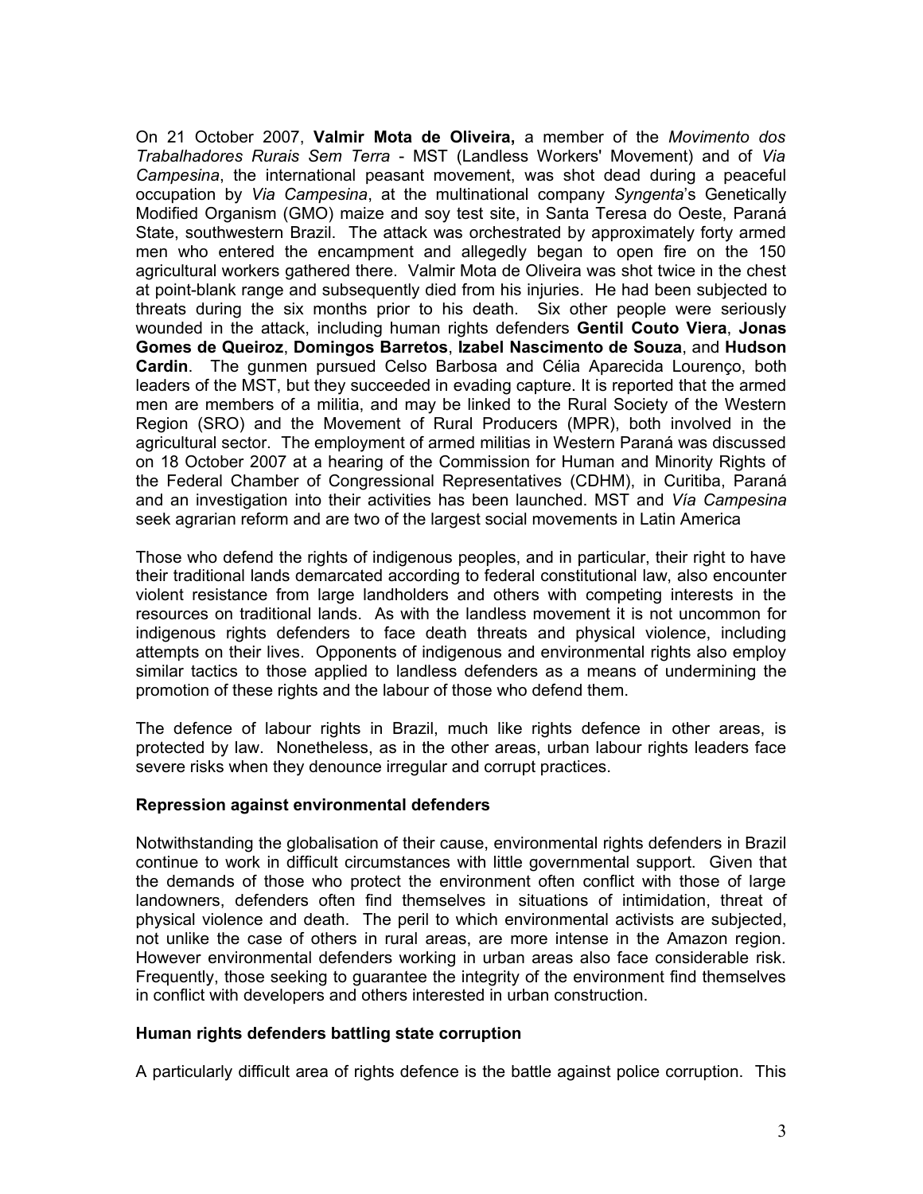On 21 October 2007, **Valmir Mota de Oliveira,** a member of the *Movimento dos Trabalhadores Rurais Sem Terra* - MST (Landless Workers' Movement) and of *Via Campesina*, the international peasant movement, was shot dead during a peaceful occupation by *Via Campesina*, at the multinational company *Syngenta*'s Genetically Modified Organism (GMO) maize and soy test site, in Santa Teresa do Oeste, Paraná State, southwestern Brazil. The attack was orchestrated by approximately forty armed men who entered the encampment and allegedly began to open fire on the 150 agricultural workers gathered there. Valmir Mota de Oliveira was shot twice in the chest at point-blank range and subsequently died from his injuries. He had been subjected to threats during the six months prior to his death. Six other people were seriously wounded in the attack, including human rights defenders **Gentil Couto Viera**, **Jonas Gomes de Queiroz**, **Domingos Barretos**, **Izabel Nascimento de Souza**, and **Hudson Cardin**. The gunmen pursued Celso Barbosa and Célia Aparecida Lourenço, both leaders of the MST, but they succeeded in evading capture. It is reported that the armed men are members of a militia, and may be linked to the Rural Society of the Western Region (SRO) and the Movement of Rural Producers (MPR), both involved in the agricultural sector. The employment of armed militias in Western Paraná was discussed on 18 October 2007 at a hearing of the Commission for Human and Minority Rights of the Federal Chamber of Congressional Representatives (CDHM), in Curitiba, Paraná and an investigation into their activities has been launched. MST and *Vía Campesina* seek agrarian reform and are two of the largest social movements in Latin America

Those who defend the rights of indigenous peoples, and in particular, their right to have their traditional lands demarcated according to federal constitutional law, also encounter violent resistance from large landholders and others with competing interests in the resources on traditional lands. As with the landless movement it is not uncommon for indigenous rights defenders to face death threats and physical violence, including attempts on their lives. Opponents of indigenous and environmental rights also employ similar tactics to those applied to landless defenders as a means of undermining the promotion of these rights and the labour of those who defend them.

The defence of labour rights in Brazil, much like rights defence in other areas, is protected by law. Nonetheless, as in the other areas, urban labour rights leaders face severe risks when they denounce irregular and corrupt practices.

**Repression against environmental defenders**

Notwithstanding the globalisation of their cause, environmental rights defenders in Brazil continue to work in difficult circumstances with little governmental support. Given that the demands of those who protect the environment often conflict with those of large landowners, defenders often find themselves in situations of intimidation, threat of physical violence and death. The peril to which environmental activists are subjected, not unlike the case of others in rural areas, are more intense in the Amazon region. However environmental defenders working in urban areas also face considerable risk. Frequently, those seeking to guarantee the integrity of the environment find themselves in conflict with developers and others interested in urban construction.

**Human rights defenders battling state corruption**

A particularly difficult area of rights defence is the battle against police corruption. This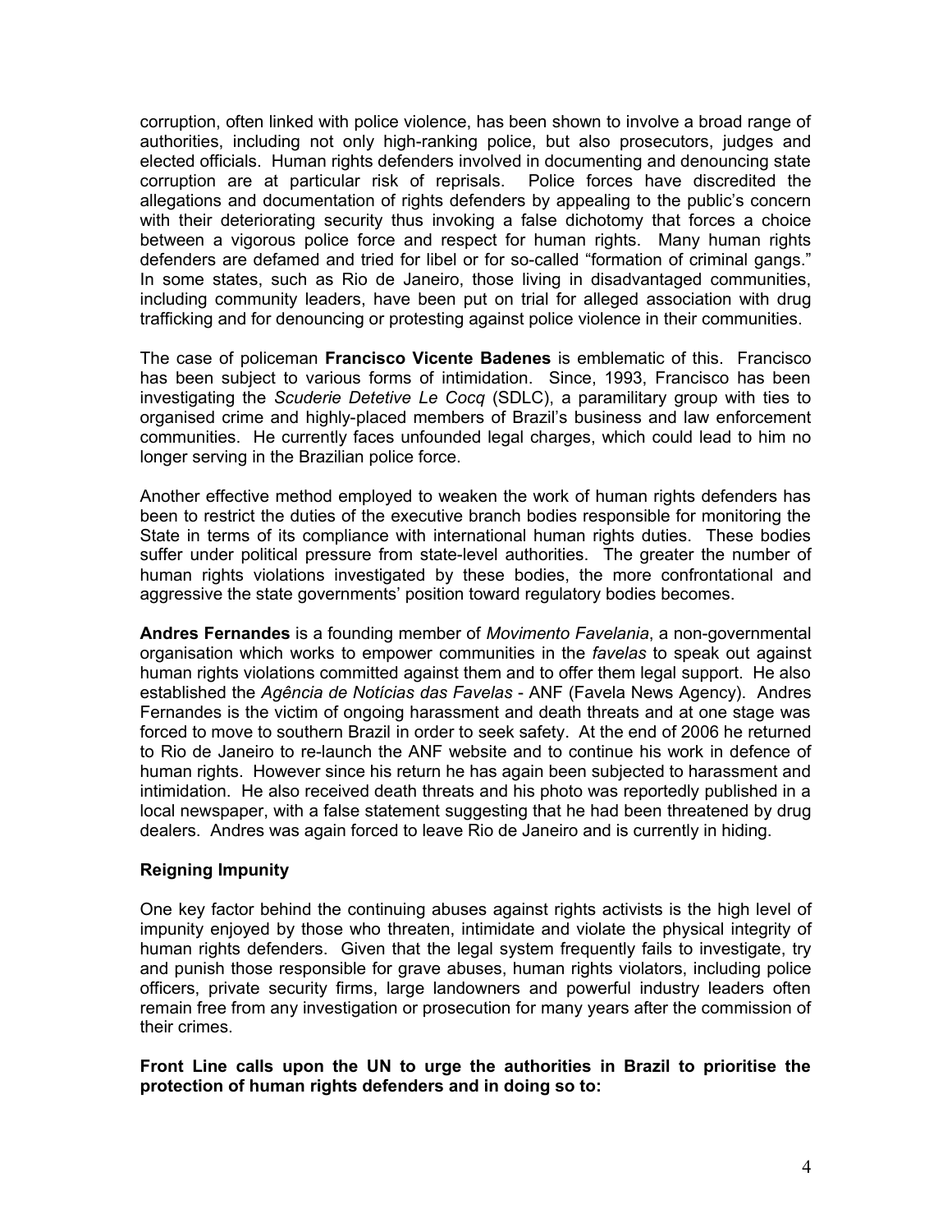corruption, often linked with police violence, has been shown to involve a broad range of authorities, including not only high-ranking police, but also prosecutors, judges and elected officials. Human rights defenders involved in documenting and denouncing state corruption are at particular risk of reprisals. Police forces have discredited the allegations and documentation of rights defenders by appealing to the public's concern with their deteriorating security thus invoking a false dichotomy that forces a choice between a vigorous police force and respect for human rights. Many human rights defenders are defamed and tried for libel or for so-called "formation of criminal gangs." In some states, such as Rio de Janeiro, those living in disadvantaged communities, including community leaders, have been put on trial for alleged association with drug trafficking and for denouncing or protesting against police violence in their communities.

The case of policeman **Francisco Vicente Badenes** is emblematic of this. Francisco has been subject to various forms of intimidation. Since, 1993, Francisco has been investigating the *Scuderie Detetive Le Cocq* (SDLC), a paramilitary group with ties to organised crime and highly-placed members of Brazil's business and law enforcement communities. He currently faces unfounded legal charges, which could lead to him no longer serving in the Brazilian police force.

Another effective method employed to weaken the work of human rights defenders has been to restrict the duties of the executive branch bodies responsible for monitoring the State in terms of its compliance with international human rights duties. These bodies suffer under political pressure from state-level authorities. The greater the number of human rights violations investigated by these bodies, the more confrontational and aggressive the state governments' position toward regulatory bodies becomes.

**Andres Fernandes** is a founding member of *Movimento Favelania*, a non-governmental organisation which works to empower communities in the *favelas* to speak out against human rights violations committed against them and to offer them legal support. He also established the *Agência de Notícias das Favelas* - ANF (Favela News Agency). Andres Fernandes is the victim of ongoing harassment and death threats and at one stage was forced to move to southern Brazil in order to seek safety. At the end of 2006 he returned to Rio de Janeiro to re-launch the ANF website and to continue his work in defence of human rights. However since his return he has again been subjected to harassment and intimidation. He also received death threats and his photo was reportedly published in a local newspaper, with a false statement suggesting that he had been threatened by drug dealers. Andres was again forced to leave Rio de Janeiro and is currently in hiding.

### Reigning Impunity

One key factor behind the continuing abuses against rights activists is the high level of impunity enjoyed by those who threaten, intimidate and violate the physical integrity of human rights defenders. Given that the legal system frequently fails to investigate, try and punish those responsible for grave abuses, human rights violators, including police officers, private security firms, large landowners and powerful industry leaders often remain free from any investigation or prosecution for many years after the commission of their crimes.

**Front Line calls upon the UN to urge the authorities in Brazil to prioritise the protection of human rights defenders and in doing so to:**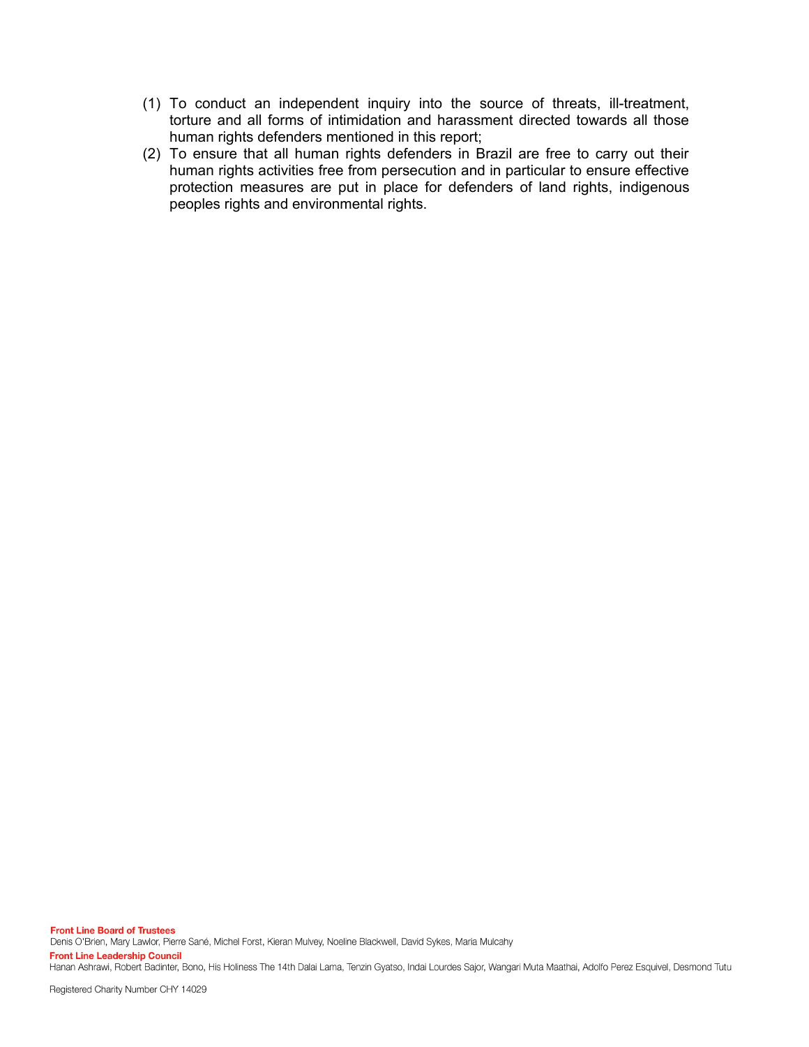(1) To conduct an independent inquiry into the source of threats, ill-treatment, torture and all forms of intimidation and harassment directed towards all those human rights defenders mentioned in this report;

(2) To ensure that all human rights defenders in Brazil are free to carry out their human rights activities free from persecution and in particular to ensure effective protection measures are put in place for defenders of land rights, indigenous peoples rights and environmental rights.

**Front Line Board of Trustees**
Denis O'Brien, Mary Lawlor, Pierre Sané, Michel Forst, Kieran Mulvey, Noeline Blackwell, David Sykes, Maria Mulcahy

**Front Line Leadership Council**
Hanan Ashrawi, Robert Badinter, Bono, His Holiness The 14th Dalai Lama, Tenzin Gyatso, Indai Lourdes Sajor, Wangari Muta Maathai, Adolfo Perez Esquivel, Desmond Tutu

Registered Charity Number CHY 14029